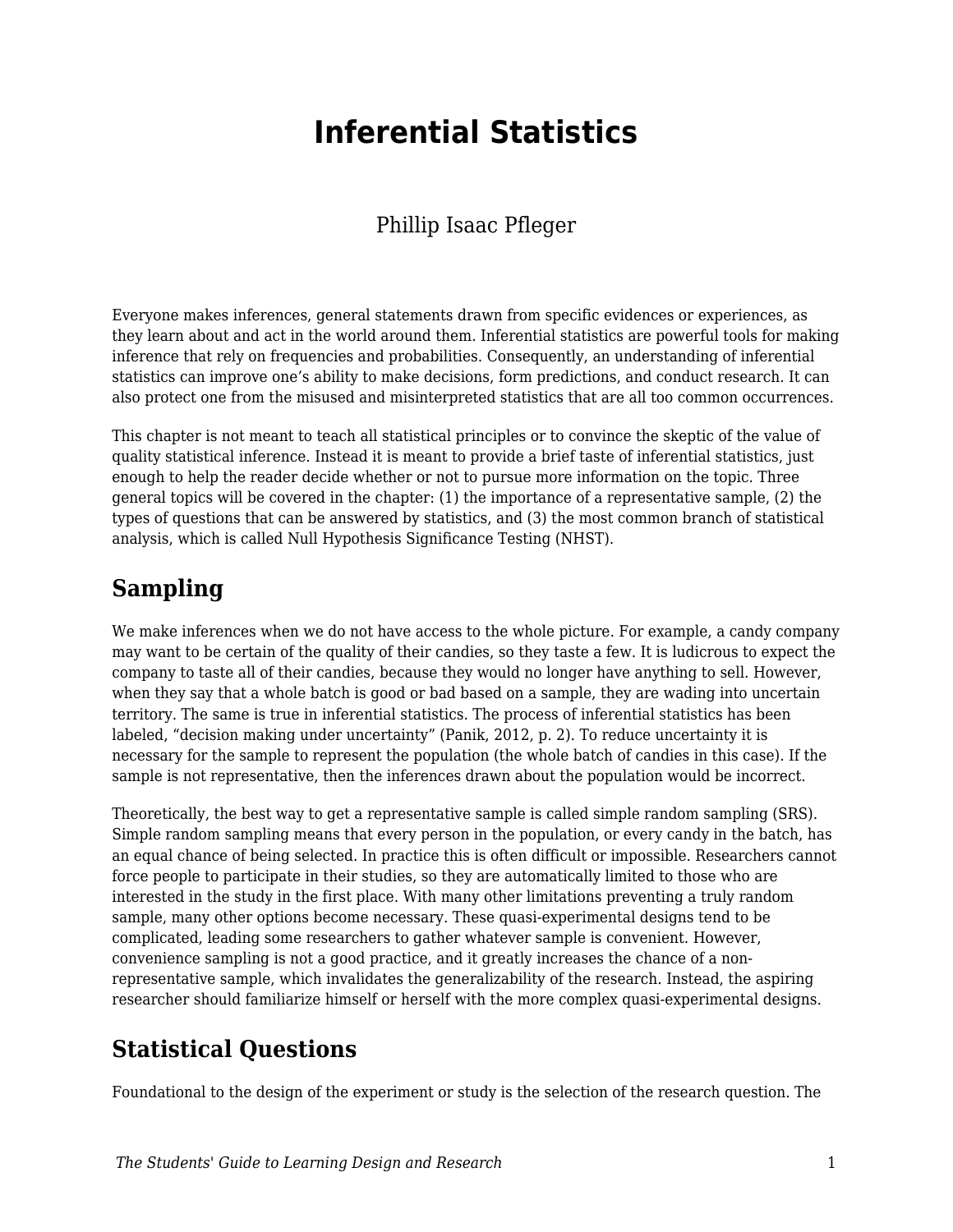# Inferential Statistics

Phillip Isaac Pfleger

Everyone makes inferences, general statements drawn from specific evidences or experiences, as they learn about and act in the world around them. Inferential statistics are powerful tools for making inference that rely on frequencies and probabilities. Consequently, an understanding of inferential statistics can improve one's ability to make decisions, form predictions, and conduct research. It can also protect one from the misused and misinterpreted statistics that are all too common occurrences.

This chapter is not meant to teach all statistical principles or to convince the skeptic of the value of quality statistical inference. Instead it is meant to provide a brief taste of inferential statistics, just enough to help the reader decide whether or not to pursue more information on the topic. Three general topics will be covered in the chapter: (1) the importance of a representative sample, (2) the types of questions that can be answered by statistics, and (3) the most common branch of statistical analysis, which is called Null Hypothesis Significance Testing (NHST).

## Sampling

We make inferences when we do not have access to the whole picture. For example, a candy company may want to be certain of the quality of their candies, so they taste a few. It is ludicrous to expect the company to taste all of their candies, because they would no longer have anything to sell. However, when they say that a whole batch is good or bad based on a sample, they are wading into uncertain territory. The same is true in inferential statistics. The process of inferential statistics has been labeled, "decision making under uncertainty" (Panik, 2012, p. 2). To reduce uncertainty it is necessary for the sample to represent the population (the whole batch of candies in this case). If the sample is not representative, then the inferences drawn about the population would be incorrect.

Theoretically, the best way to get a representative sample is called simple random sampling (SRS). Simple random sampling means that every person in the population, or every candy in the batch, has an equal chance of being selected. In practice this is often difficult or impossible. Researchers cannot force people to participate in their studies, so they are automatically limited to those who are interested in the study in the first place. With many other limitations preventing a truly random sample, many other options become necessary. These quasi-experimental designs tend to be complicated, leading some researchers to gather whatever sample is convenient. However, convenience sampling is not a good practice, and it greatly increases the chance of a non-representative sample, which invalidates the generalizability of the research. Instead, the aspiring researcher should familiarize himself or herself with the more complex quasi-experimental designs.

## Statistical Questions

Foundational to the design of the experiment or study is the selection of the research question. The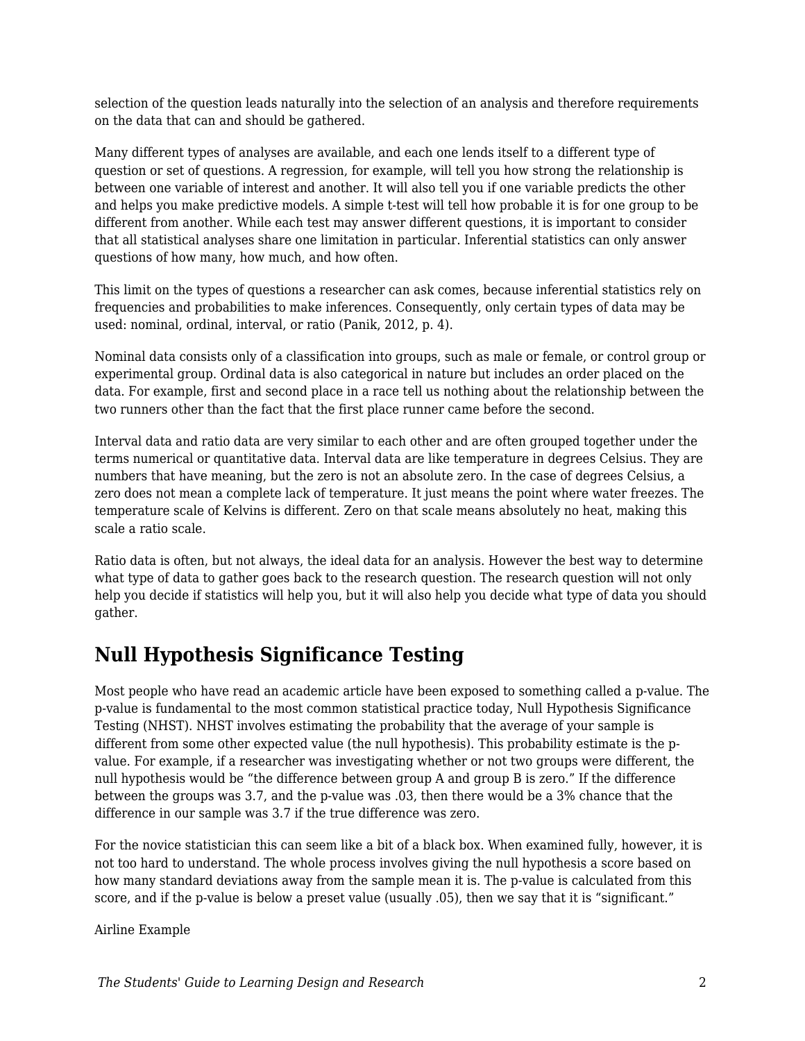selection of the question leads naturally into the selection of an analysis and therefore requirements on the data that can and should be gathered.

Many different types of analyses are available, and each one lends itself to a different type of question or set of questions. A regression, for example, will tell you how strong the relationship is between one variable of interest and another. It will also tell you if one variable predicts the other and helps you make predictive models. A simple t-test will tell how probable it is for one group to be different from another. While each test may answer different questions, it is important to consider that all statistical analyses share one limitation in particular. Inferential statistics can only answer questions of how many, how much, and how often.

This limit on the types of questions a researcher can ask comes, because inferential statistics rely on frequencies and probabilities to make inferences. Consequently, only certain types of data may be used: nominal, ordinal, interval, or ratio (Panik, 2012, p. 4).

Nominal data consists only of a classification into groups, such as male or female, or control group or experimental group. Ordinal data is also categorical in nature but includes an order placed on the data. For example, first and second place in a race tell us nothing about the relationship between the two runners other than the fact that the first place runner came before the second.

Interval data and ratio data are very similar to each other and are often grouped together under the terms numerical or quantitative data. Interval data are like temperature in degrees Celsius. They are numbers that have meaning, but the zero is not an absolute zero. In the case of degrees Celsius, a zero does not mean a complete lack of temperature. It just means the point where water freezes. The temperature scale of Kelvins is different. Zero on that scale means absolutely no heat, making this scale a ratio scale.

Ratio data is often, but not always, the ideal data for an analysis. However the best way to determine what type of data to gather goes back to the research question. The research question will not only help you decide if statistics will help you, but it will also help you decide what type of data you should gather.

## Null Hypothesis Significance Testing

Most people who have read an academic article have been exposed to something called a p-value. The p-value is fundamental to the most common statistical practice today, Null Hypothesis Significance Testing (NHST). NHST involves estimating the probability that the average of your sample is different from some other expected value (the null hypothesis). This probability estimate is the p-value. For example, if a researcher was investigating whether or not two groups were different, the null hypothesis would be "the difference between group A and group B is zero." If the difference between the groups was 3.7, and the p-value was .03, then there would be a 3% chance that the difference in our sample was 3.7 if the true difference was zero.

For the novice statistician this can seem like a bit of a black box. When examined fully, however, it is not too hard to understand. The whole process involves giving the null hypothesis a score based on how many standard deviations away from the sample mean it is. The p-value is calculated from this score, and if the p-value is below a preset value (usually .05), then we say that it is "significant."

Airline Example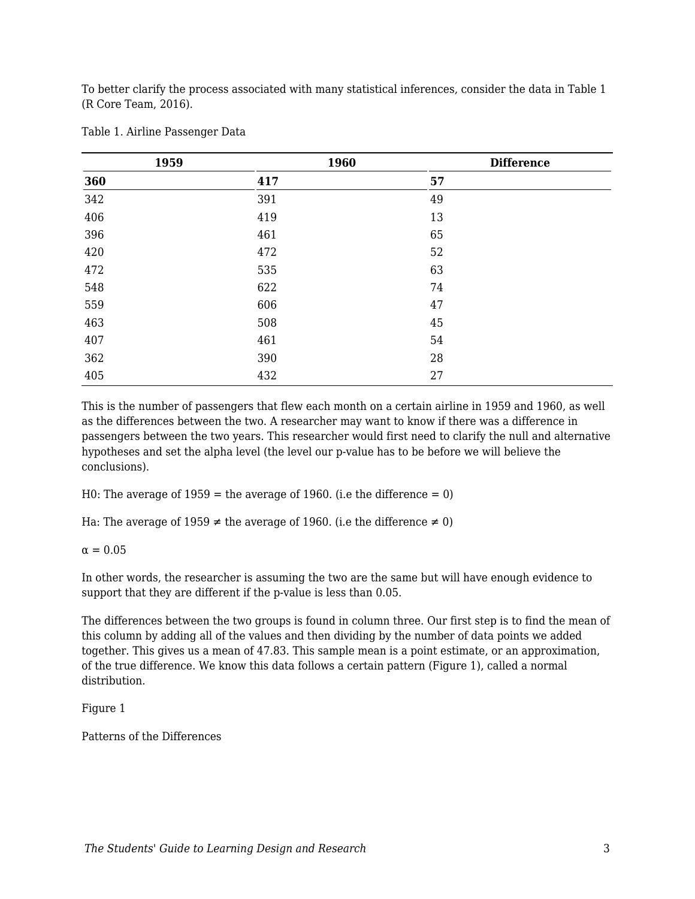To better clarify the process associated with many statistical inferences, consider the data in Table 1 (R Core Team, 2016).

Table 1. Airline Passenger Data

| 1959 | 1960 | Difference |
|---|---|---|
| **360** | **417** | **57** |
| 342 | 391 | 49 |
| 406 | 419 | 13 |
| 396 | 461 | 65 |
| 420 | 472 | 52 |
| 472 | 535 | 63 |
| 548 | 622 | 74 |
| 559 | 606 | 47 |
| 463 | 508 | 45 |
| 407 | 461 | 54 |
| 362 | 390 | 28 |
| 405 | 432 | 27 |

This is the number of passengers that flew each month on a certain airline in 1959 and 1960, as well as the differences between the two. A researcher may want to know if there was a difference in passengers between the two years. This researcher would first need to clarify the null and alternative hypotheses and set the alpha level (the level our p-value has to be before we will believe the conclusions).

$H_0$: The average of 1959 = the average of 1960. (i.e the difference = 0)

$H_a$: The average of 1959 ≠ the average of 1960. (i.e the difference ≠ 0)

$\alpha = 0.05$

In other words, the researcher is assuming the two are the same but will have enough evidence to support that they are different if the p-value is less than 0.05.

The differences between the two groups is found in column three. Our first step is to find the mean of this column by adding all of the values and then dividing by the number of data points we added together. This gives us a mean of 47.83. This sample mean is a point estimate, or an approximation, of the true difference. We know this data follows a certain pattern (Figure 1), called a normal distribution.

Figure 1

Patterns of the Differences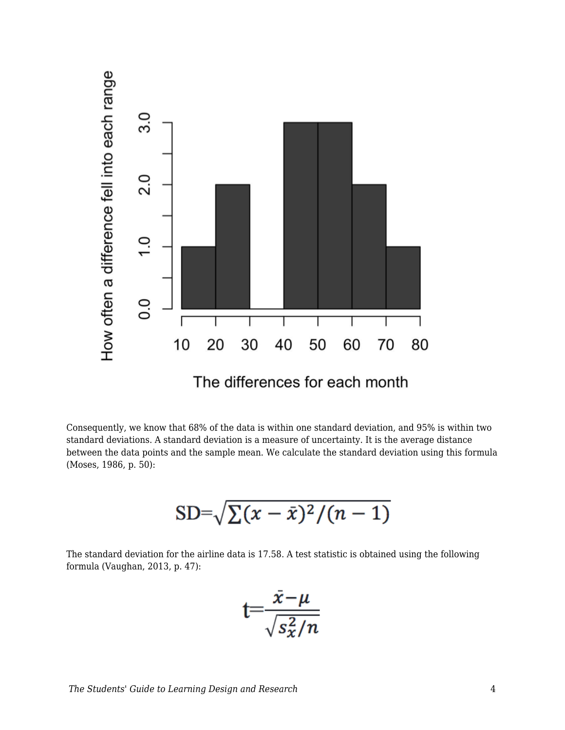Consequently, we know that 68% of the data is within one standard deviation, and 95% is within two standard deviations. A standard deviation is a measure of uncertainty. It is the average distance between the data points and the sample mean. We calculate the standard deviation using this formula (Moses, 1986, p. 50):

$$\text{SD}=\sqrt{\sum(x-\bar{x})^2/(n-1)}$$

The standard deviation for the airline data is 17.58. A test statistic is obtained using the following formula (Vaughan, 2013, p. 47):

$$t=\frac{\bar{x}-\mu}{\sqrt{s_x^2/n}}$$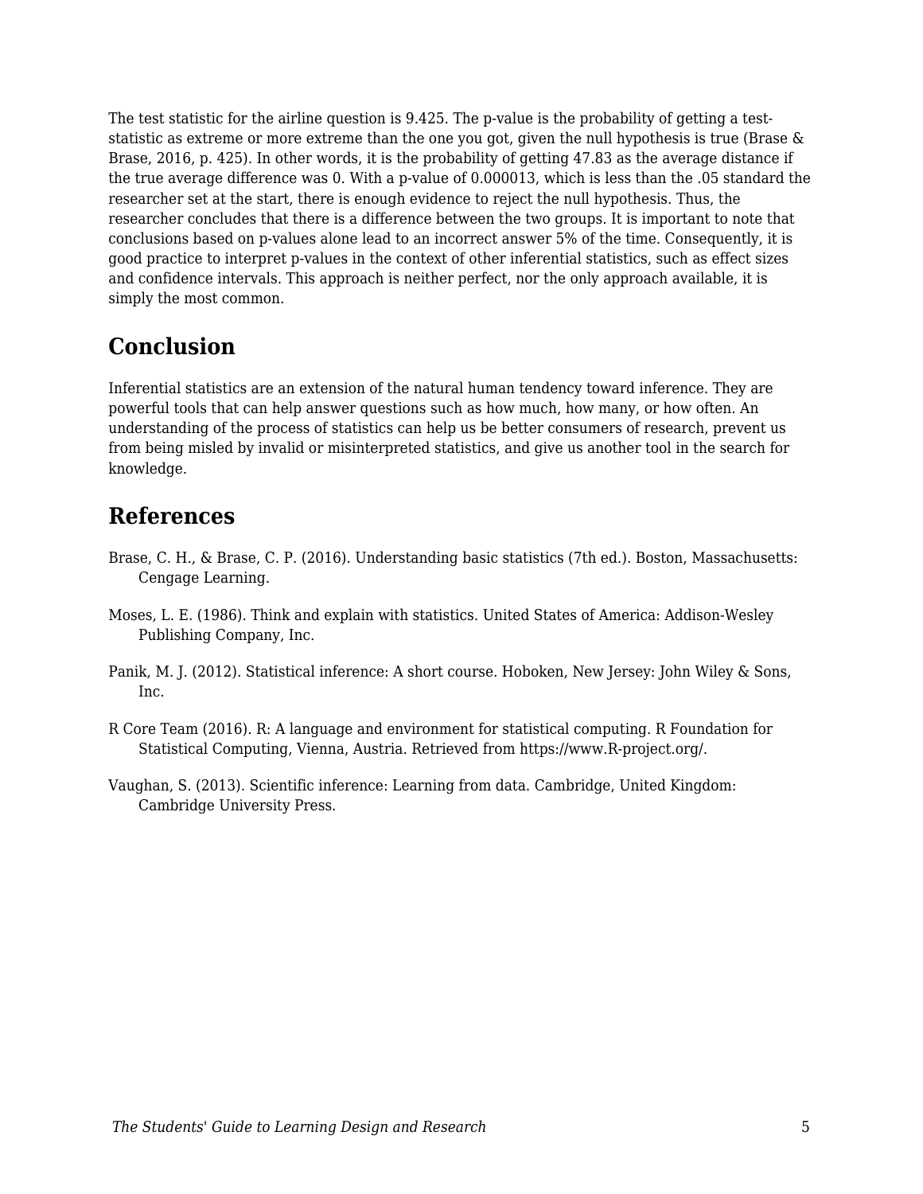The test statistic for the airline question is 9.425. The p-value is the probability of getting a test-statistic as extreme or more extreme than the one you got, given the null hypothesis is true (Brase & Brase, 2016, p. 425). In other words, it is the probability of getting 47.83 as the average distance if the true average difference was 0. With a p-value of 0.000013, which is less than the .05 standard the researcher set at the start, there is enough evidence to reject the null hypothesis. Thus, the researcher concludes that there is a difference between the two groups. It is important to note that conclusions based on p-values alone lead to an incorrect answer 5% of the time. Consequently, it is good practice to interpret p-values in the context of other inferential statistics, such as effect sizes and confidence intervals. This approach is neither perfect, nor the only approach available, it is simply the most common.

## Conclusion

Inferential statistics are an extension of the natural human tendency toward inference. They are powerful tools that can help answer questions such as how much, how many, or how often. An understanding of the process of statistics can help us be better consumers of research, prevent us from being misled by invalid or misinterpreted statistics, and give us another tool in the search for knowledge.

## References

Brase, C. H., & Brase, C. P. (2016). Understanding basic statistics (7th ed.). Boston, Massachusetts: Cengage Learning.

Moses, L. E. (1986). Think and explain with statistics. United States of America: Addison-Wesley Publishing Company, Inc.

Panik, M. J. (2012). Statistical inference: A short course. Hoboken, New Jersey: John Wiley & Sons, Inc.

R Core Team (2016). R: A language and environment for statistical computing. R Foundation for Statistical Computing, Vienna, Austria. Retrieved from https://www.R-project.org/.

Vaughan, S. (2013). Scientific inference: Learning from data. Cambridge, United Kingdom: Cambridge University Press.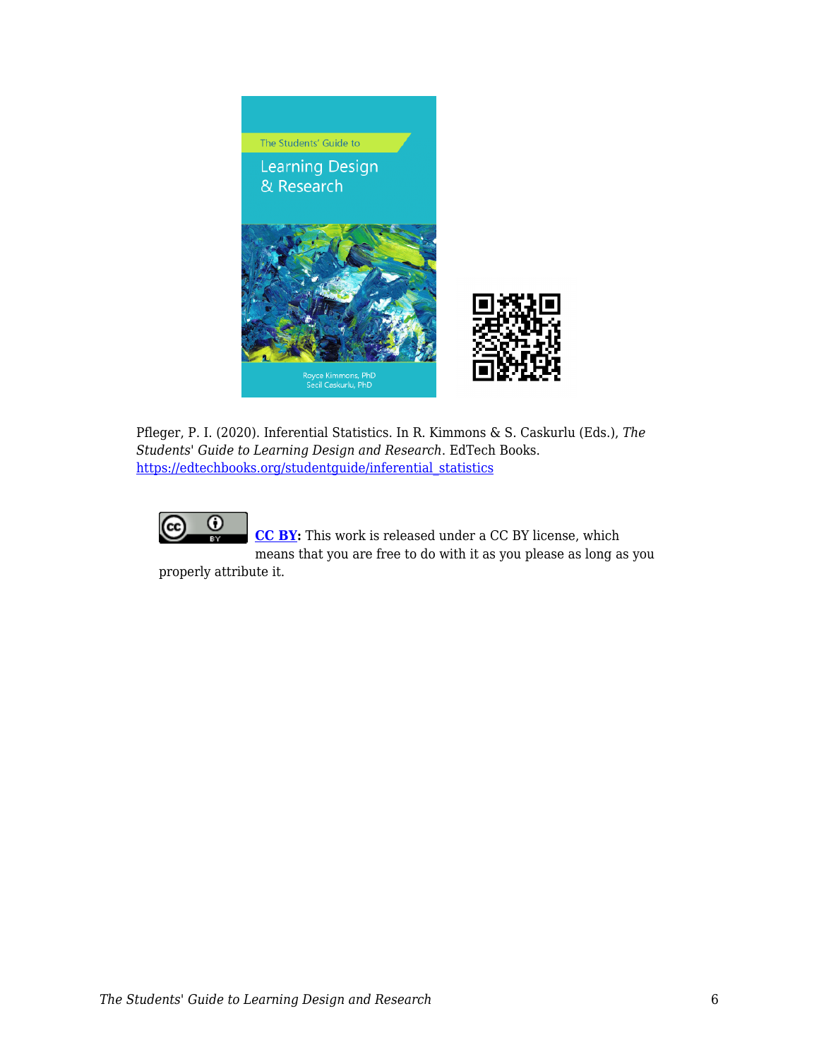Pfleger, P. I. (2020). Inferential Statistics. In R. Kimmons & S. Caskurlu (Eds.), *The Students' Guide to Learning Design and Research*. EdTech Books. https://edtechbooks.org/studentguide/inferential_statistics

**CC BY:** This work is released under a CC BY license, which means that you are free to do with it as you please as long as you properly attribute it.